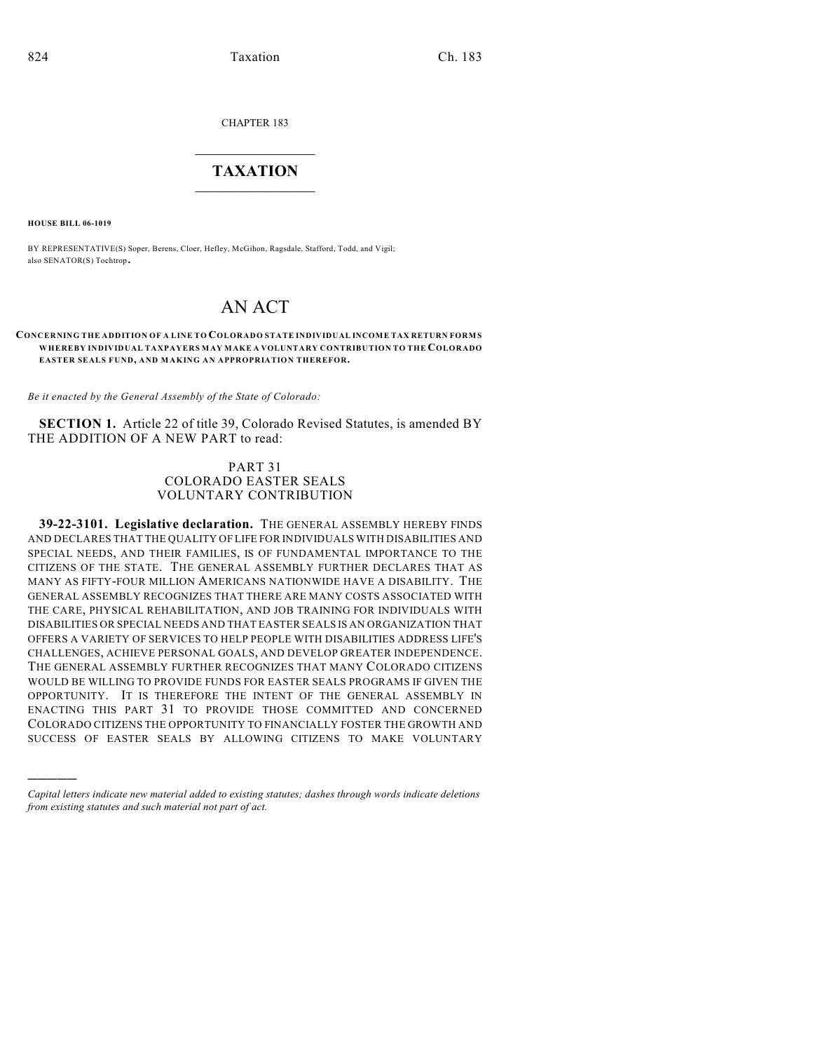CHAPTER 183

# TAXATION

**HOUSE BILL 06-1019**

BY REPRESENTATIVE(S) Soper, Berens, Cloer, Hefley, McGihon, Ragsdale, Stafford, Todd, and Vigil; also SENATOR(S) Tochtrop.

# AN ACT

**CONCERNING THE ADDITION OF A LINE TO COLORADO STATE INDIVIDUAL INCOME TAX RETURN FORMS WHEREBY INDIVIDUAL TAXPAYERS MAY MAKE A VOLUNTARY CONTRIBUTION TO THE COLORADO EASTER SEALS FUND, AND MAKING AN APPROPRIATION THEREFOR.**

*Be it enacted by the General Assembly of the State of Colorado:*

**SECTION 1.** Article 22 of title 39, Colorado Revised Statutes, is amended BY THE ADDITION OF A NEW PART to read:

PART 31
COLORADO EASTER SEALS
VOLUNTARY CONTRIBUTION

**39-22-3101. Legislative declaration.** THE GENERAL ASSEMBLY HEREBY FINDS AND DECLARES THAT THE QUALITY OF LIFE FOR INDIVIDUALS WITH DISABILITIES AND SPECIAL NEEDS, AND THEIR FAMILIES, IS OF FUNDAMENTAL IMPORTANCE TO THE CITIZENS OF THE STATE. THE GENERAL ASSEMBLY FURTHER DECLARES THAT AS MANY AS FIFTY-FOUR MILLION AMERICANS NATIONWIDE HAVE A DISABILITY. THE GENERAL ASSEMBLY RECOGNIZES THAT THERE ARE MANY COSTS ASSOCIATED WITH THE CARE, PHYSICAL REHABILITATION, AND JOB TRAINING FOR INDIVIDUALS WITH DISABILITIES OR SPECIAL NEEDS AND THAT EASTER SEALS IS AN ORGANIZATION THAT OFFERS A VARIETY OF SERVICES TO HELP PEOPLE WITH DISABILITIES ADDRESS LIFE'S CHALLENGES, ACHIEVE PERSONAL GOALS, AND DEVELOP GREATER INDEPENDENCE. THE GENERAL ASSEMBLY FURTHER RECOGNIZES THAT MANY COLORADO CITIZENS WOULD BE WILLING TO PROVIDE FUNDS FOR EASTER SEALS PROGRAMS IF GIVEN THE OPPORTUNITY. IT IS THEREFORE THE INTENT OF THE GENERAL ASSEMBLY IN ENACTING THIS PART 31 TO PROVIDE THOSE COMMITTED AND CONCERNED COLORADO CITIZENS THE OPPORTUNITY TO FINANCIALLY FOSTER THE GROWTH AND SUCCESS OF EASTER SEALS BY ALLOWING CITIZENS TO MAKE VOLUNTARY

*Capital letters indicate new material added to existing statutes; dashes through words indicate deletions from existing statutes and such material not part of act.*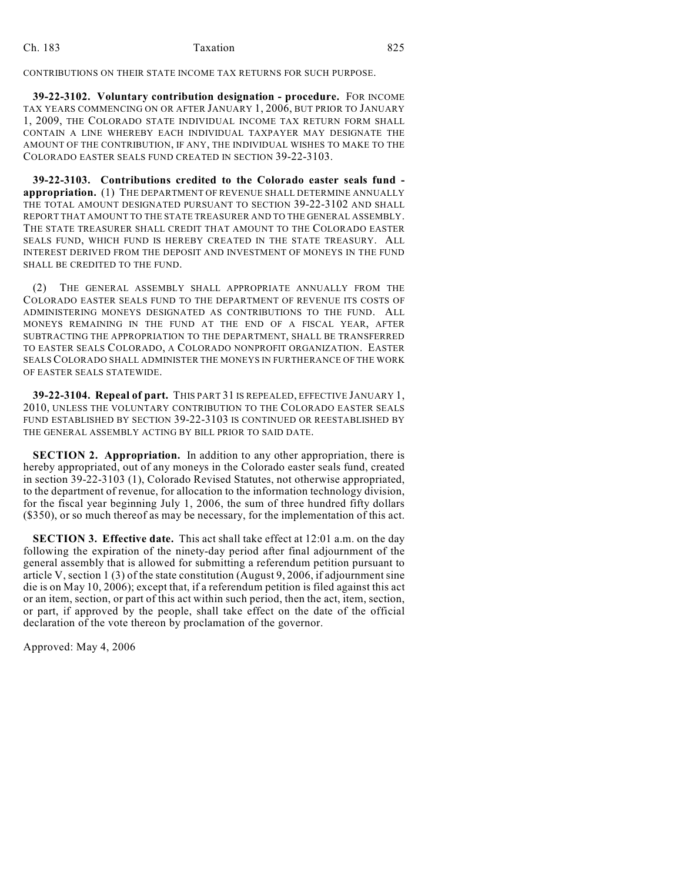CONTRIBUTIONS ON THEIR STATE INCOME TAX RETURNS FOR SUCH PURPOSE.

**39-22-3102. Voluntary contribution designation - procedure.** FOR INCOME TAX YEARS COMMENCING ON OR AFTER JANUARY 1, 2006, BUT PRIOR TO JANUARY 1, 2009, THE COLORADO STATE INDIVIDUAL INCOME TAX RETURN FORM SHALL CONTAIN A LINE WHEREBY EACH INDIVIDUAL TAXPAYER MAY DESIGNATE THE AMOUNT OF THE CONTRIBUTION, IF ANY, THE INDIVIDUAL WISHES TO MAKE TO THE COLORADO EASTER SEALS FUND CREATED IN SECTION 39-22-3103.

**39-22-3103. Contributions credited to the Colorado easter seals fund - appropriation.** (1) THE DEPARTMENT OF REVENUE SHALL DETERMINE ANNUALLY THE TOTAL AMOUNT DESIGNATED PURSUANT TO SECTION 39-22-3102 AND SHALL REPORT THAT AMOUNT TO THE STATE TREASURER AND TO THE GENERAL ASSEMBLY. THE STATE TREASURER SHALL CREDIT THAT AMOUNT TO THE COLORADO EASTER SEALS FUND, WHICH FUND IS HEREBY CREATED IN THE STATE TREASURY. ALL INTEREST DERIVED FROM THE DEPOSIT AND INVESTMENT OF MONEYS IN THE FUND SHALL BE CREDITED TO THE FUND.

(2) THE GENERAL ASSEMBLY SHALL APPROPRIATE ANNUALLY FROM THE COLORADO EASTER SEALS FUND TO THE DEPARTMENT OF REVENUE ITS COSTS OF ADMINISTERING MONEYS DESIGNATED AS CONTRIBUTIONS TO THE FUND. ALL MONEYS REMAINING IN THE FUND AT THE END OF A FISCAL YEAR, AFTER SUBTRACTING THE APPROPRIATION TO THE DEPARTMENT, SHALL BE TRANSFERRED TO EASTER SEALS COLORADO, A COLORADO NONPROFIT ORGANIZATION. EASTER SEALS COLORADO SHALL ADMINISTER THE MONEYS IN FURTHERANCE OF THE WORK OF EASTER SEALS STATEWIDE.

**39-22-3104. Repeal of part.** THIS PART 31 IS REPEALED, EFFECTIVE JANUARY 1, 2010, UNLESS THE VOLUNTARY CONTRIBUTION TO THE COLORADO EASTER SEALS FUND ESTABLISHED BY SECTION 39-22-3103 IS CONTINUED OR REESTABLISHED BY THE GENERAL ASSEMBLY ACTING BY BILL PRIOR TO SAID DATE.

**SECTION 2. Appropriation.** In addition to any other appropriation, there is hereby appropriated, out of any moneys in the Colorado easter seals fund, created in section 39-22-3103 (1), Colorado Revised Statutes, not otherwise appropriated, to the department of revenue, for allocation to the information technology division, for the fiscal year beginning July 1, 2006, the sum of three hundred fifty dollars ($350), or so much thereof as may be necessary, for the implementation of this act.

**SECTION 3. Effective date.** This act shall take effect at 12:01 a.m. on the day following the expiration of the ninety-day period after final adjournment of the general assembly that is allowed for submitting a referendum petition pursuant to article V, section 1 (3) of the state constitution (August 9, 2006, if adjournment sine die is on May 10, 2006); except that, if a referendum petition is filed against this act or an item, section, or part of this act within such period, then the act, item, section, or part, if approved by the people, shall take effect on the date of the official declaration of the vote thereon by proclamation of the governor.

Approved: May 4, 2006